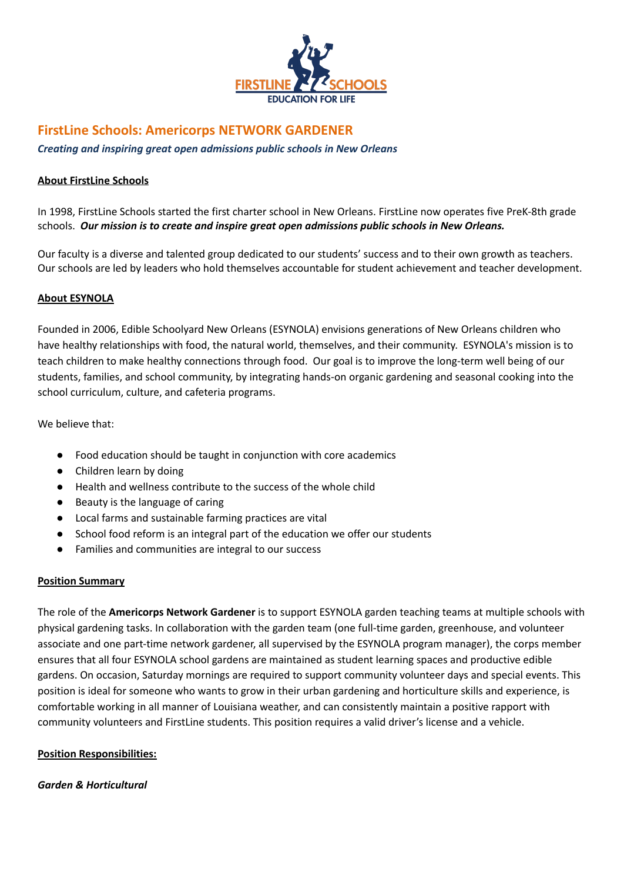# FirstLine Schools: Americorps NETWORK GARDENER

***Creating and inspiring great open admissions public schools in New Orleans***

**About FirstLine Schools**

In 1998, FirstLine Schools started the first charter school in New Orleans. FirstLine now operates five PreK-8th grade schools. ***Our mission is to create and inspire great open admissions public schools in New Orleans.***

Our faculty is a diverse and talented group dedicated to our students' success and to their own growth as teachers. Our schools are led by leaders who hold themselves accountable for student achievement and teacher development.

**About ESYNOLA**

Founded in 2006, Edible Schoolyard New Orleans (ESYNOLA) envisions generations of New Orleans children who have healthy relationships with food, the natural world, themselves, and their community. ESYNOLA's mission is to teach children to make healthy connections through food. Our goal is to improve the long-term well being of our students, families, and school community, by integrating hands-on organic gardening and seasonal cooking into the school curriculum, culture, and cafeteria programs.

We believe that:

- Food education should be taught in conjunction with core academics
- Children learn by doing
- Health and wellness contribute to the success of the whole child
- Beauty is the language of caring
- Local farms and sustainable farming practices are vital
- School food reform is an integral part of the education we offer our students
- Families and communities are integral to our success

**Position Summary**

The role of the **Americorps Network Gardener** is to support ESYNOLA garden teaching teams at multiple schools with physical gardening tasks. In collaboration with the garden team (one full-time garden, greenhouse, and volunteer associate and one part-time network gardener, all supervised by the ESYNOLA program manager), the corps member ensures that all four ESYNOLA school gardens are maintained as student learning spaces and productive edible gardens. On occasion, Saturday mornings are required to support community volunteer days and special events. This position is ideal for someone who wants to grow in their urban gardening and horticulture skills and experience, is comfortable working in all manner of Louisiana weather, and can consistently maintain a positive rapport with community volunteers and FirstLine students. This position requires a valid driver's license and a vehicle.

**Position Responsibilities:**

***Garden & Horticultural***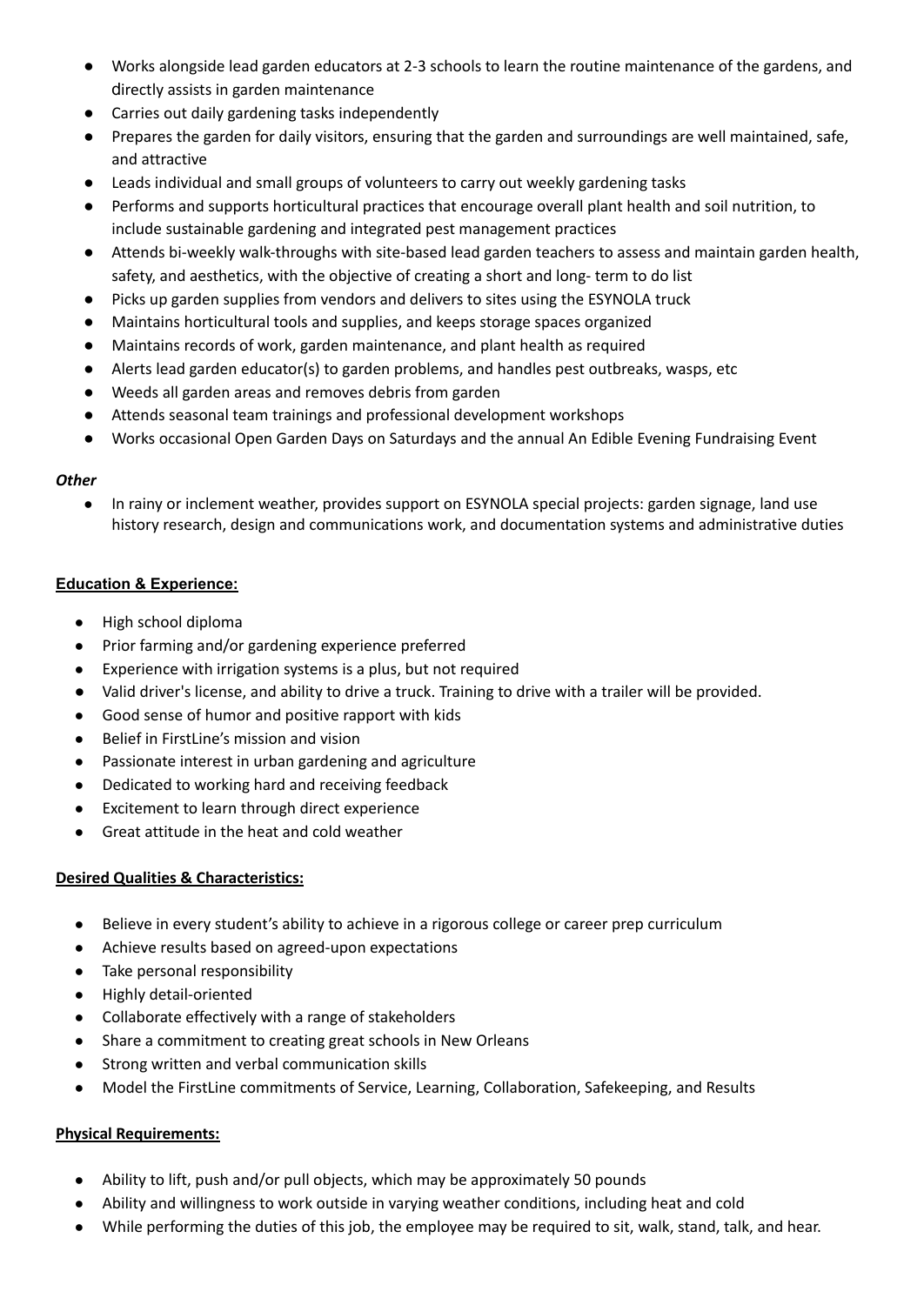- Works alongside lead garden educators at 2-3 schools to learn the routine maintenance of the gardens, and directly assists in garden maintenance
- Carries out daily gardening tasks independently
- Prepares the garden for daily visitors, ensuring that the garden and surroundings are well maintained, safe, and attractive
- Leads individual and small groups of volunteers to carry out weekly gardening tasks
- Performs and supports horticultural practices that encourage overall plant health and soil nutrition, to include sustainable gardening and integrated pest management practices
- Attends bi-weekly walk-throughs with site-based lead garden teachers to assess and maintain garden health, safety, and aesthetics, with the objective of creating a short and long- term to do list
- Picks up garden supplies from vendors and delivers to sites using the ESYNOLA truck
- Maintains horticultural tools and supplies, and keeps storage spaces organized
- Maintains records of work, garden maintenance, and plant health as required
- Alerts lead garden educator(s) to garden problems, and handles pest outbreaks, wasps, etc
- Weeds all garden areas and removes debris from garden
- Attends seasonal team trainings and professional development workshops
- Works occasional Open Garden Days on Saturdays and the annual An Edible Evening Fundraising Event

***Other***

- In rainy or inclement weather, provides support on ESYNOLA special projects: garden signage, land use history research, design and communications work, and documentation systems and administrative duties

**Education & Experience:**

- High school diploma
- Prior farming and/or gardening experience preferred
- Experience with irrigation systems is a plus, but not required
- Valid driver's license, and ability to drive a truck. Training to drive with a trailer will be provided.
- Good sense of humor and positive rapport with kids
- Belief in FirstLine's mission and vision
- Passionate interest in urban gardening and agriculture
- Dedicated to working hard and receiving feedback
- Excitement to learn through direct experience
- Great attitude in the heat and cold weather

**Desired Qualities & Characteristics:**

- Believe in every student's ability to achieve in a rigorous college or career prep curriculum
- Achieve results based on agreed-upon expectations
- Take personal responsibility
- Highly detail-oriented
- Collaborate effectively with a range of stakeholders
- Share a commitment to creating great schools in New Orleans
- Strong written and verbal communication skills
- Model the FirstLine commitments of Service, Learning, Collaboration, Safekeeping, and Results

**Physical Requirements:**

- Ability to lift, push and/or pull objects, which may be approximately 50 pounds
- Ability and willingness to work outside in varying weather conditions, including heat and cold
- While performing the duties of this job, the employee may be required to sit, walk, stand, talk, and hear.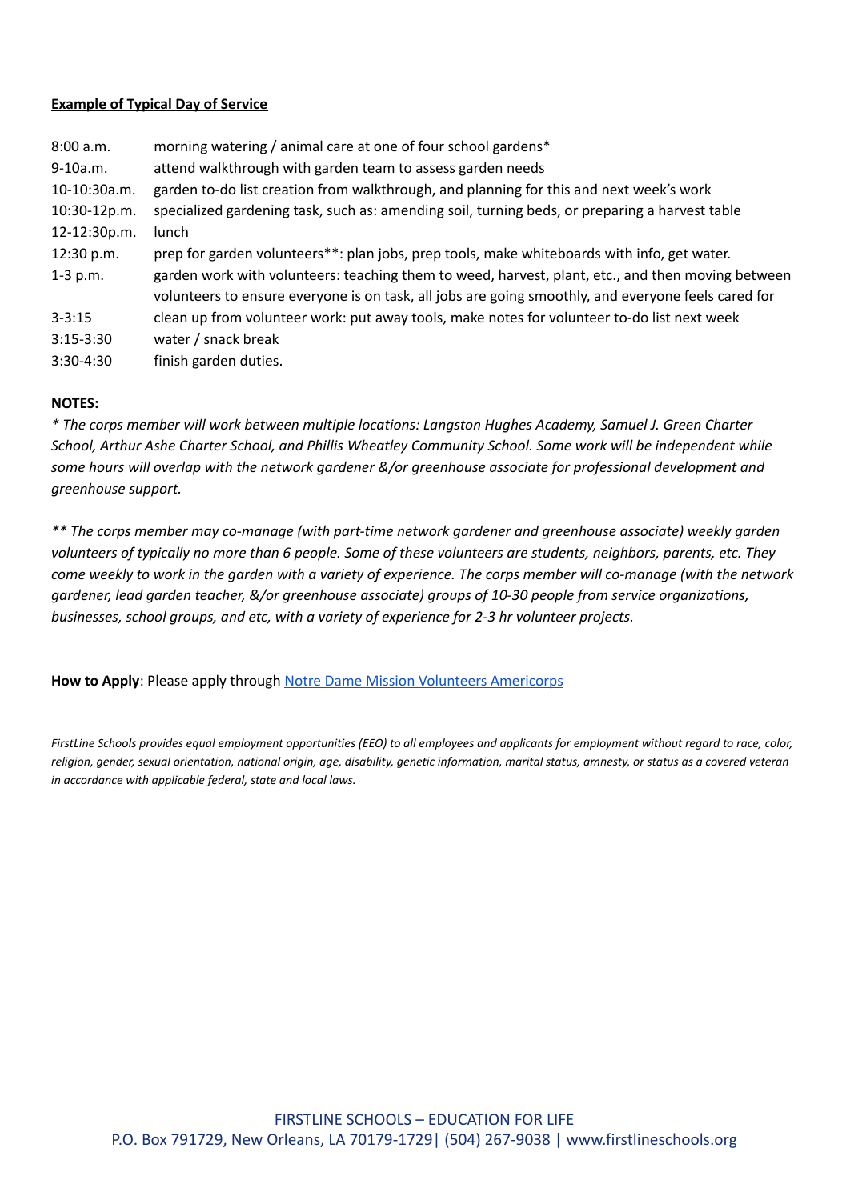**Example of Typical Day of Service**

| | |
|---|---|
| 8:00 a.m. | morning watering / animal care at one of four school gardens* |
| 9-10a.m. | attend walkthrough with garden team to assess garden needs |
| 10-10:30a.m. | garden to-do list creation from walkthrough, and planning for this and next week's work |
| 10:30-12p.m. | specialized gardening task, such as: amending soil, turning beds, or preparing a harvest table |
| 12-12:30p.m. | lunch |
| 12:30 p.m. | prep for garden volunteers**: plan jobs, prep tools, make whiteboards with info, get water. |
| 1-3 p.m. | garden work with volunteers: teaching them to weed, harvest, plant, etc., and then moving between volunteers to ensure everyone is on task, all jobs are going smoothly, and everyone feels cared for |
| 3-3:15 | clean up from volunteer work: put away tools, make notes for volunteer to-do list next week |
| 3:15-3:30 | water / snack break |
| 3:30-4:30 | finish garden duties. |

**NOTES:**

*\* The corps member will work between multiple locations: Langston Hughes Academy, Samuel J. Green Charter School, Arthur Ashe Charter School, and Phillis Wheatley Community School. Some work will be independent while some hours will overlap with the network gardener &/or greenhouse associate for professional development and greenhouse support.*

*\*\* The corps member may co-manage (with part-time network gardener and greenhouse associate) weekly garden volunteers of typically no more than 6 people. Some of these volunteers are students, neighbors, parents, etc. They come weekly to work in the garden with a variety of experience. The corps member will co-manage (with the network gardener, lead garden teacher, &/or greenhouse associate) groups of 10-30 people from service organizations, businesses, school groups, and etc, with a variety of experience for 2-3 hr volunteer projects.*

**How to Apply**: Please apply through Notre Dame Mission Volunteers Americorps

*FirstLine Schools provides equal employment opportunities (EEO) to all employees and applicants for employment without regard to race, color, religion, gender, sexual orientation, national origin, age, disability, genetic information, marital status, amnesty, or status as a covered veteran in accordance with applicable federal, state and local laws.*

FIRSTLINE SCHOOLS – EDUCATION FOR LIFE
P.O. Box 791729, New Orleans, LA 70179-1729| (504) 267-9038 | www.firstlineschools.org